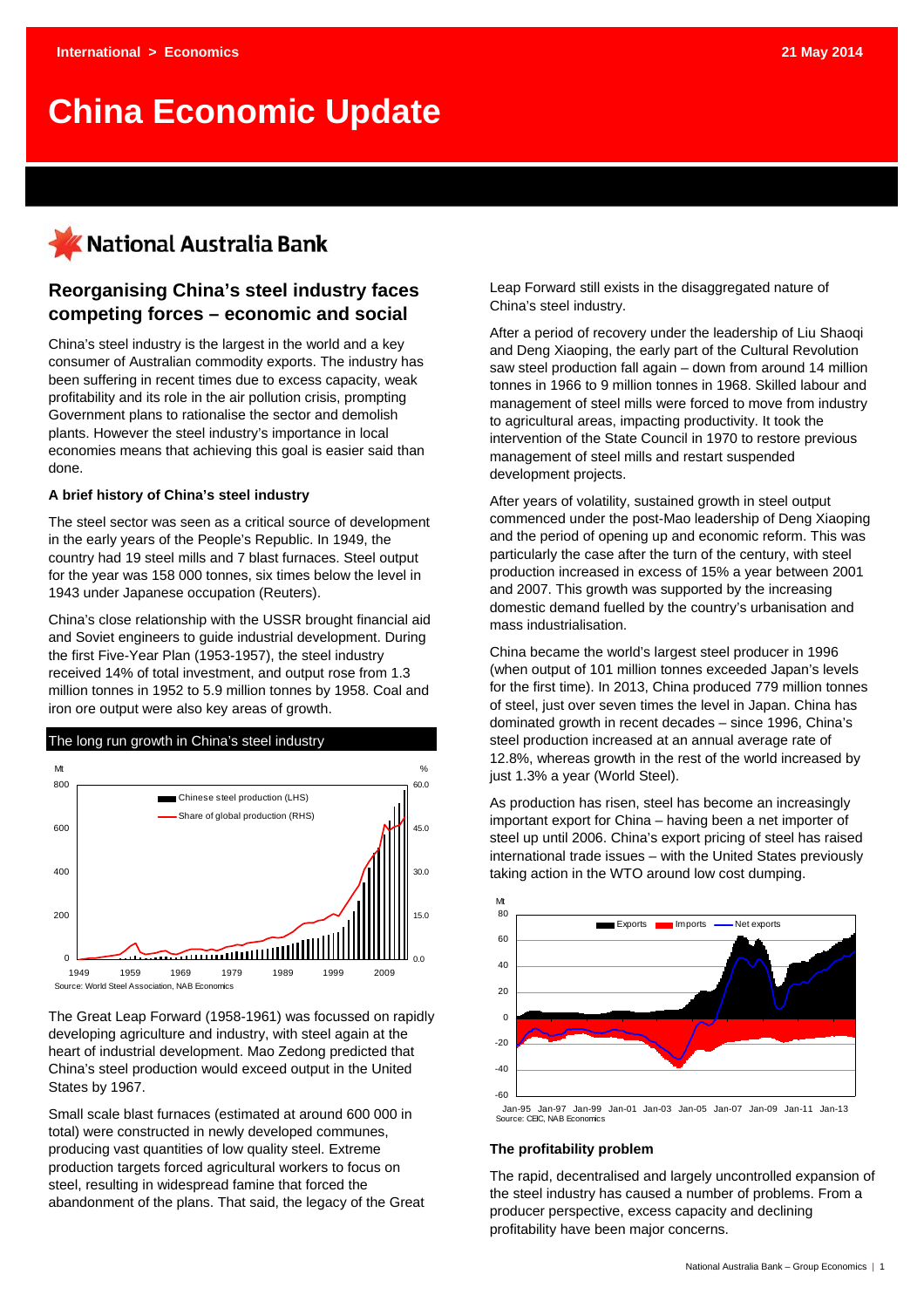International > Economics

21 May 2014

# China Economic Update

National Australia Bank

## Reorganising China's steel industry faces competing forces – economic and social

China's steel industry is the largest in the world and a key consumer of Australian commodity exports. The industry has been suffering in recent times due to excess capacity, weak profitability and its role in the air pollution crisis, prompting Government plans to rationalise the sector and demolish plants. However the steel industry's importance in local economies means that achieving this goal is easier said than done.

**A brief history of China's steel industry**

The steel sector was seen as a critical source of development in the early years of the People's Republic. In 1949, the country had 19 steel mills and 7 blast furnaces. Steel output for the year was 158 000 tonnes, six times below the level in 1943 under Japanese occupation (Reuters).

China's close relationship with the USSR brought financial aid and Soviet engineers to guide industrial development. During the first Five-Year Plan (1953-1957), the steel industry received 14% of total investment, and output rose from 1.3 million tonnes in 1952 to 5.9 million tonnes by 1958. Coal and iron ore output were also key areas of growth.

The long run growth in China's steel industry

Source: World Steel Association, NAB Economics

The Great Leap Forward (1958-1961) was focussed on rapidly developing agriculture and industry, with steel again at the heart of industrial development. Mao Zedong predicted that China's steel production would exceed output in the United States by 1967.

Small scale blast furnaces (estimated at around 600 000 in total) were constructed in newly developed communes, producing vast quantities of low quality steel. Extreme production targets forced agricultural workers to focus on steel, resulting in widespread famine that forced the abandonment of the plans. That said, the legacy of the Great Leap Forward still exists in the disaggregated nature of China's steel industry.

After a period of recovery under the leadership of Liu Shaoqi and Deng Xiaoping, the early part of the Cultural Revolution saw steel production fall again – down from around 14 million tonnes in 1966 to 9 million tonnes in 1968. Skilled labour and management of steel mills were forced to move from industry to agricultural areas, impacting productivity. It took the intervention of the State Council in 1970 to restore previous management of steel mills and restart suspended development projects.

After years of volatility, sustained growth in steel output commenced under the post-Mao leadership of Deng Xiaoping and the period of opening up and economic reform. This was particularly the case after the turn of the century, with steel production increased in excess of 15% a year between 2001 and 2007. This growth was supported by the increasing domestic demand fuelled by the country's urbanisation and mass industrialisation.

China became the world's largest steel producer in 1996 (when output of 101 million tonnes exceeded Japan's levels for the first time). In 2013, China produced 779 million tonnes of steel, just over seven times the level in Japan. China has dominated growth in recent decades – since 1996, China's steel production increased at an annual average rate of 12.8%, whereas growth in the rest of the world increased by just 1.3% a year (World Steel).

As production has risen, steel has become an increasingly important export for China – having been a net importer of steel up until 2006. China's export pricing of steel has raised international trade issues – with the United States previously taking action in the WTO around low cost dumping.

Source: CEIC, NAB Economics

**The profitability problem**

The rapid, decentralised and largely uncontrolled expansion of the steel industry has caused a number of problems. From a producer perspective, excess capacity and declining profitability have been major concerns.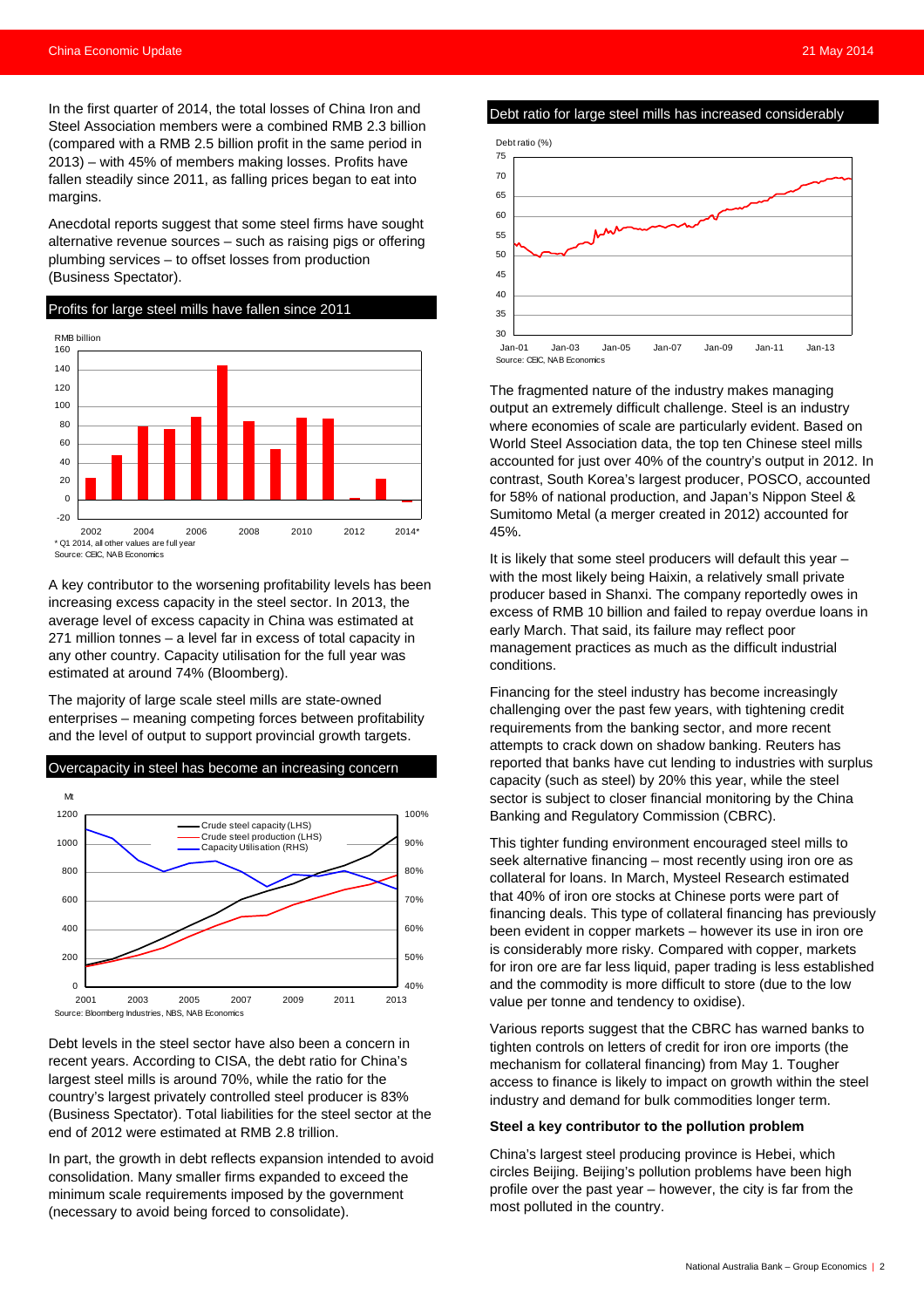In the first quarter of 2014, the total losses of China Iron and Steel Association members were a combined RMB 2.3 billion (compared with a RMB 2.5 billion profit in the same period in 2013) – with 45% of members making losses. Profits have fallen steadily since 2011, as falling prices began to eat into margins.

Anecdotal reports suggest that some steel firms have sought alternative revenue sources – such as raising pigs or offering plumbing services – to offset losses from production (Business Spectator).

**Profits for large steel mills have fallen since 2011**

* Q1 2014, all other values are full year
Source: CEIC, NAB Economics

A key contributor to the worsening profitability levels has been increasing excess capacity in the steel sector. In 2013, the average level of excess capacity in China was estimated at 271 million tonnes – a level far in excess of total capacity in any other country. Capacity utilisation for the full year was estimated at around 74% (Bloomberg).

The majority of large scale steel mills are state-owned enterprises – meaning competing forces between profitability and the level of output to support provincial growth targets.

**Overcapacity in steel has become an increasing concern**

Source: Bloomberg Industries, NBS, NAB Economics

Debt levels in the steel sector have also been a concern in recent years. According to CISA, the debt ratio for China's largest steel mills is around 70%, while the ratio for the country's largest privately controlled steel producer is 83% (Business Spectator). Total liabilities for the steel sector at the end of 2012 were estimated at RMB 2.8 trillion.

In part, the growth in debt reflects expansion intended to avoid consolidation. Many smaller firms expanded to exceed the minimum scale requirements imposed by the government (necessary to avoid being forced to consolidate).

**Debt ratio for large steel mills has increased considerably**

Source: CEIC, NAB Economics

The fragmented nature of the industry makes managing output an extremely difficult challenge. Steel is an industry where economies of scale are particularly evident. Based on World Steel Association data, the top ten Chinese steel mills accounted for just over 40% of the country's output in 2012. In contrast, South Korea's largest producer, POSCO, accounted for 58% of national production, and Japan's Nippon Steel & Sumitomo Metal (a merger created in 2012) accounted for 45%.

It is likely that some steel producers will default this year – with the most likely being Haixin, a relatively small private producer based in Shanxi. The company reportedly owes in excess of RMB 10 billion and failed to repay overdue loans in early March. That said, its failure may reflect poor management practices as much as the difficult industrial conditions.

Financing for the steel industry has become increasingly challenging over the past few years, with tightening credit requirements from the banking sector, and more recent attempts to crack down on shadow banking. Reuters has reported that banks have cut lending to industries with surplus capacity (such as steel) by 20% this year, while the steel sector is subject to closer financial monitoring by the China Banking and Regulatory Commission (CBRC).

This tighter funding environment encouraged steel mills to seek alternative financing – most recently using iron ore as collateral for loans. In March, Mysteel Research estimated that 40% of iron ore stocks at Chinese ports were part of financing deals. This type of collateral financing has previously been evident in copper markets – however its use in iron ore is considerably more risky. Compared with copper, markets for iron ore are far less liquid, paper trading is less established and the commodity is more difficult to store (due to the low value per tonne and tendency to oxidise).

Various reports suggest that the CBRC has warned banks to tighten controls on letters of credit for iron ore imports (the mechanism for collateral financing) from May 1. Tougher access to finance is likely to impact on growth within the steel industry and demand for bulk commodities longer term.

**Steel a key contributor to the pollution problem**

China's largest steel producing province is Hebei, which circles Beijing. Beijing's pollution problems have been high profile over the past year – however, the city is far from the most polluted in the country.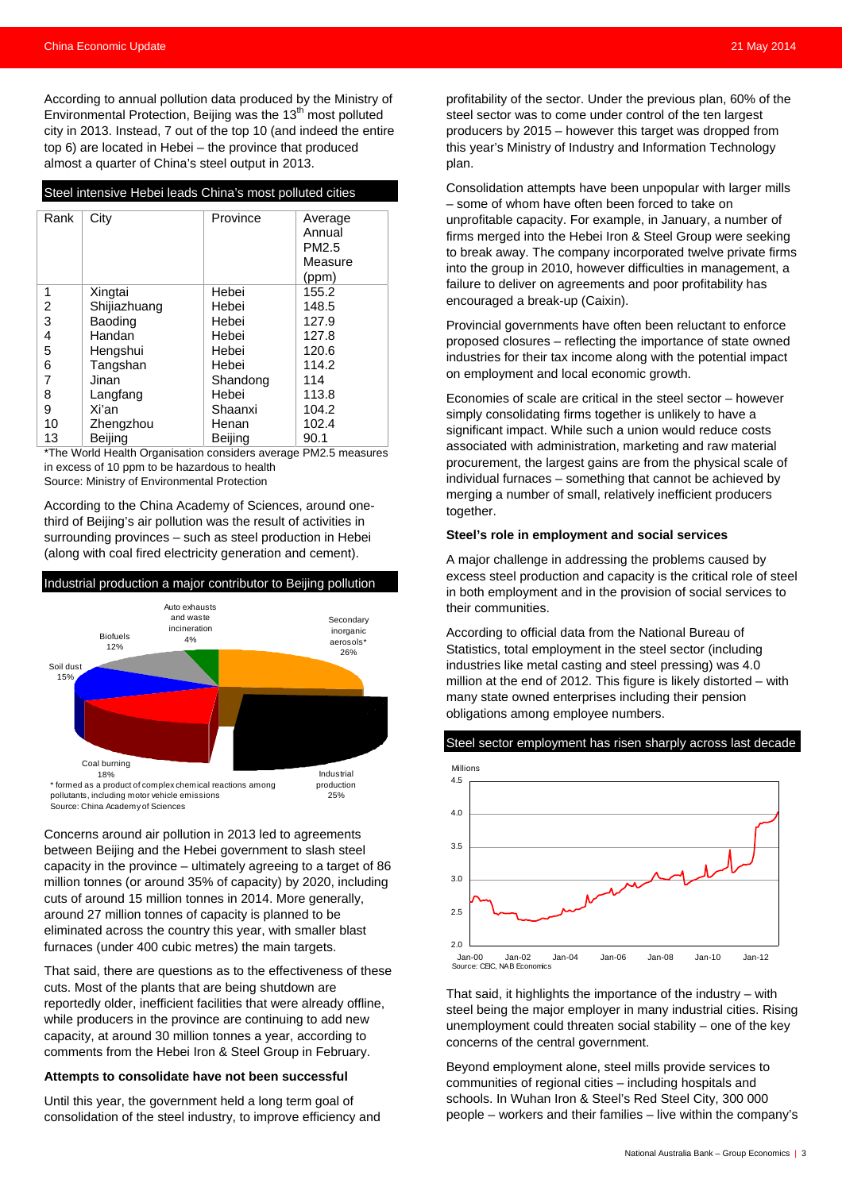According to annual pollution data produced by the Ministry of Environmental Protection, Beijing was the 13th most polluted city in 2013. Instead, 7 out of the top 10 (and indeed the entire top 6) are located in Hebei – the province that produced almost a quarter of China's steel output in 2013.

**Steel intensive Hebei leads China's most polluted cities**

| Rank | City | Province | Average Annual PM2.5 Measure (ppm) |
|---|---|---|---|
| 1 | Xingtai | Hebei | 155.2 |
| 2 | Shijiazhuang | Hebei | 148.5 |
| 3 | Baoding | Hebei | 127.9 |
| 4 | Handan | Hebei | 127.8 |
| 5 | Hengshui | Hebei | 120.6 |
| 6 | Tangshan | Hebei | 114.2 |
| 7 | Jinan | Shandong | 114 |
| 8 | Langfang | Hebei | 113.8 |
| 9 | Xi'an | Shaanxi | 104.2 |
| 10 | Zhengzhou | Henan | 102.4 |
| 13 | Beijing | Beijing | 90.1 |

*The World Health Organisation considers average PM2.5 measures in excess of 10 ppm to be hazardous to health
Source: Ministry of Environmental Protection

According to the China Academy of Sciences, around one-third of Beijing's air pollution was the result of activities in surrounding provinces – such as steel production in Hebei (along with coal fired electricity generation and cement).

**Industrial production a major contributor to Beijing pollution**

Auto exhausts and waste incineration 4%; Secondary inorganic aerosols* 26%; Industrial production 25%; Coal burning 18%; Soil dust 15%; Biofuels 12%

* formed as a product of complex chemical reactions among pollutants, including motor vehicle emissions
Source: China Academy of Sciences

Concerns around air pollution in 2013 led to agreements between Beijing and the Hebei government to slash steel capacity in the province – ultimately agreeing to a target of 86 million tonnes (or around 35% of capacity) by 2020, including cuts of around 15 million tonnes in 2014. More generally, around 27 million tonnes of capacity is planned to be eliminated across the country this year, with smaller blast furnaces (under 400 cubic metres) the main targets.

That said, there are questions as to the effectiveness of these cuts. Most of the plants that are being shutdown are reportedly older, inefficient facilities that were already offline, while producers in the province are continuing to add new capacity, at around 30 million tonnes a year, according to comments from the Hebei Iron & Steel Group in February.

**Attempts to consolidate have not been successful**

Until this year, the government held a long term goal of consolidation of the steel industry, to improve efficiency and profitability of the sector. Under the previous plan, 60% of the steel sector was to come under control of the ten largest producers by 2015 – however this target was dropped from this year's Ministry of Industry and Information Technology plan.

Consolidation attempts have been unpopular with larger mills – some of whom have often been forced to take on unprofitable capacity. For example, in January, a number of firms merged into the Hebei Iron & Steel Group were seeking to break away. The company incorporated twelve private firms into the group in 2010, however difficulties in management, a failure to deliver on agreements and poor profitability has encouraged a break-up (Caixin).

Provincial governments have often been reluctant to enforce proposed closures – reflecting the importance of state owned industries for their tax income along with the potential impact on employment and local economic growth.

Economies of scale are critical in the steel sector – however simply consolidating firms together is unlikely to have a significant impact. While such a union would reduce costs associated with administration, marketing and raw material procurement, the largest gains are from the physical scale of individual furnaces – something that cannot be achieved by merging a number of small, relatively inefficient producers together.

**Steel's role in employment and social services**

A major challenge in addressing the problems caused by excess steel production and capacity is the critical role of steel in both employment and in the provision of social services to their communities.

According to official data from the National Bureau of Statistics, total employment in the steel sector (including industries like metal casting and steel pressing) was 4.0 million at the end of 2012. This figure is likely distorted – with many state owned enterprises including their pension obligations among employee numbers.

**Steel sector employment has risen sharply across last decade**

Millions (y-axis 2.0–4.5); x-axis Jan-00 to Jan-12
Source: CEIC, NAB Economics

That said, it highlights the importance of the industry – with steel being the major employer in many industrial cities. Rising unemployment could threaten social stability – one of the key concerns of the central government.

Beyond employment alone, steel mills provide services to communities of regional cities – including hospitals and schools. In Wuhan Iron & Steel's Red Steel City, 300 000 people – workers and their families – live within the company's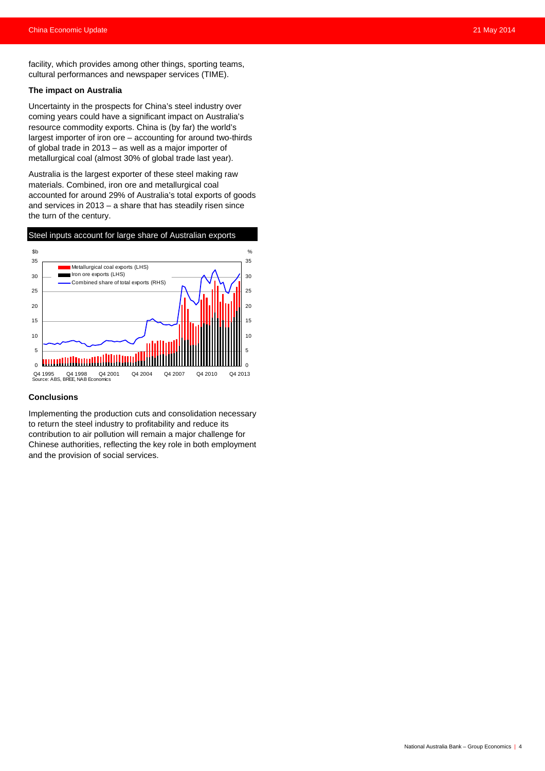facility, which provides among other things, sporting teams, cultural performances and newspaper services (TIME).

**The impact on Australia**

Uncertainty in the prospects for China's steel industry over coming years could have a significant impact on Australia's resource commodity exports. China is (by far) the world's largest importer of iron ore – accounting for around two-thirds of global trade in 2013 – as well as a major importer of metallurgical coal (almost 30% of global trade last year).

Australia is the largest exporter of these steel making raw materials. Combined, iron ore and metallurgical coal accounted for around 29% of Australia's total exports of goods and services in 2013 – a share that has steadily risen since the turn of the century.

Steel inputs account for large share of Australian exports

Source: ABS, BREE, NAB Economics

**Conclusions**

Implementing the production cuts and consolidation necessary to return the steel industry to profitability and reduce its contribution to air pollution will remain a major challenge for Chinese authorities, reflecting the key role in both employment and the provision of social services.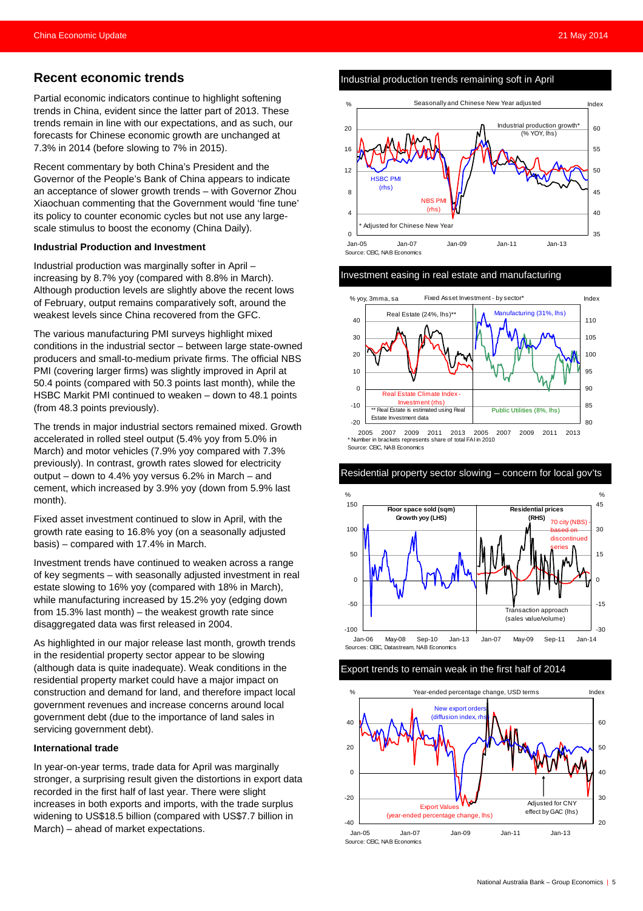## Recent economic trends

Partial economic indicators continue to highlight softening trends in China, evident since the latter part of 2013. These trends remain in line with our expectations, and as such, our forecasts for Chinese economic growth are unchanged at 7.3% in 2014 (before slowing to 7% in 2015).

Recent commentary by both China's President and the Governor of the People's Bank of China appears to indicate an acceptance of slower growth trends – with Governor Zhou Xiaochuan commenting that the Government would 'fine tune' its policy to counter economic cycles but not use any large-scale stimulus to boost the economy (China Daily).

**Industrial Production and Investment**

Industrial production was marginally softer in April – increasing by 8.7% yoy (compared with 8.8% in March). Although production levels are slightly above the recent lows of February, output remains comparatively soft, around the weakest levels since China recovered from the GFC.

The various manufacturing PMI surveys highlight mixed conditions in the industrial sector – between large state-owned producers and small-to-medium private firms. The official NBS PMI (covering larger firms) was slightly improved in April at 50.4 points (compared with 50.3 points last month), while the HSBC Markit PMI continued to weaken – down to 48.1 points (from 48.3 points previously).

The trends in major industrial sectors remained mixed. Growth accelerated in rolled steel output (5.4% yoy from 5.0% in March) and motor vehicles (7.9% yoy compared with 7.3% previously). In contrast, growth rates slowed for electricity output – down to 4.4% yoy versus 6.2% in March – and cement, which increased by 3.9% yoy (down from 5.9% last month).

Fixed asset investment continued to slow in April, with the growth rate easing to 16.8% yoy (on a seasonally adjusted basis) – compared with 17.4% in March.

Investment trends have continued to weaken across a range of key segments – with seasonally adjusted investment in real estate slowing to 16% yoy (compared with 18% in March), while manufacturing increased by 15.2% yoy (edging down from 15.3% last month) – the weakest growth rate since disaggregated data was first released in 2004.

As highlighted in our major release last month, growth trends in the residential property sector appear to be slowing (although data is quite inadequate). Weak conditions in the residential property market could have a major impact on construction and demand for land, and therefore impact local government revenues and increase concerns around local government debt (due to the importance of land sales in servicing government debt).

**International trade**

In year-on-year terms, trade data for April was marginally stronger, a surprising result given the distortions in export data recorded in the first half of last year. There were slight increases in both exports and imports, with the trade surplus widening to US$18.5 billion (compared with US$7.7 billion in March) – ahead of market expectations.

**Industrial production trends remaining soft in April**

Seasonally and Chinese New Year adjusted. Industrial production growth* (% YOY, lhs); HSBC PMI (rhs); NBS PMI (rhs). * Adjusted for Chinese New Year

Source: CEIC, NAB Economics

**Investment easing in real estate and manufacturing**

Fixed Asset Investment - by sector* (% yoy, 3mma, sa). Real Estate (24%, lhs)**; Real Estate Climate Index - Investment (rhs); Manufacturing (31%, lhs); Public Utilities (8%, lhs).

** Real Estate is estimated using Real Estate Investment data

* Number in brackets represents share of total FAI in 2010

Source: CEIC, NAB Economics

**Residential property sector slowing – concern for local gov'ts**

Floor space sold (sqm) Growth yoy (LHS); Residential prices (RHS): 70 city (NBS) - based on discontinued series; Transaction approach (sales value/volume)

Sources: CEIC, Datastream, NAB Economics

**Export trends to remain weak in the first half of 2014**

Year-ended percentage change, USD terms. New export orders (diffusion index, rhs); Export Values (year-ended percentage change, lhs); Adjusted for CNY effect by GAC (lhs)

Source: CEIC, NAB Economics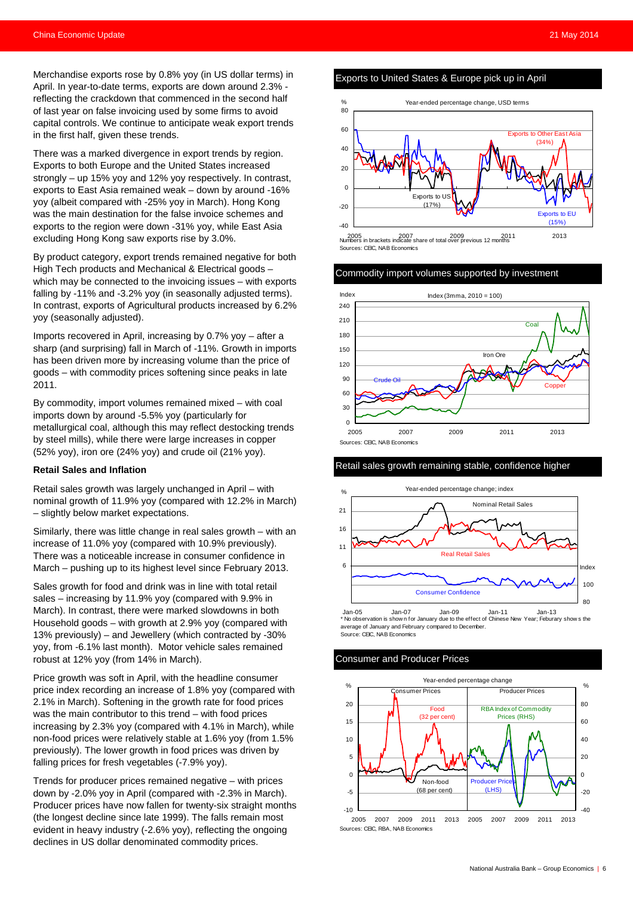Merchandise exports rose by 0.8% yoy (in US dollar terms) in April. In year-to-date terms, exports are down around 2.3% - reflecting the crackdown that commenced in the second half of last year on false invoicing used by some firms to avoid capital controls. We continue to anticipate weak export trends in the first half, given these trends.

There was a marked divergence in export trends by region. Exports to both Europe and the United States increased strongly – up 15% yoy and 12% yoy respectively. In contrast, exports to East Asia remained weak – down by around -16% yoy (albeit compared with -25% yoy in March). Hong Kong was the main destination for the false invoice schemes and exports to the region were down -31% yoy, while East Asia excluding Hong Kong saw exports rise by 3.0%.

By product category, export trends remained negative for both High Tech products and Mechanical & Electrical goods – which may be connected to the invoicing issues – with exports falling by -11% and -3.2% yoy (in seasonally adjusted terms). In contrast, exports of Agricultural products increased by 6.2% yoy (seasonally adjusted).

Imports recovered in April, increasing by 0.7% yoy – after a sharp (and surprising) fall in March of -11%. Growth in imports has been driven more by increasing volume than the price of goods – with commodity prices softening since peaks in late 2011.

By commodity, import volumes remained mixed – with coal imports down by around -5.5% yoy (particularly for metallurgical coal, although this may reflect destocking trends by steel mills), while there were large increases in copper (52% yoy), iron ore (24% yoy) and crude oil (21% yoy).

**Retail Sales and Inflation**

Retail sales growth was largely unchanged in April – with nominal growth of 11.9% yoy (compared with 12.2% in March) – slightly below market expectations.

Similarly, there was little change in real sales growth – with an increase of 11.0% yoy (compared with 10.9% previously). There was a noticeable increase in consumer confidence in March – pushing up to its highest level since February 2013.

Sales growth for food and drink was in line with total retail sales – increasing by 11.9% yoy (compared with 9.9% in March). In contrast, there were marked slowdowns in both Household goods – with growth at 2.9% yoy (compared with 13% previously) – and Jewellery (which contracted by -30% yoy, from -6.1% last month). Motor vehicle sales remained robust at 12% yoy (from 14% in March).

Price growth was soft in April, with the headline consumer price index recording an increase of 1.8% yoy (compared with 2.1% in March). Softening in the growth rate for food prices was the main contributor to this trend – with food prices increasing by 2.3% yoy (compared with 4.1% in March), while non-food prices were relatively stable at 1.6% yoy (from 1.5% previously). The lower growth in food prices was driven by falling prices for fresh vegetables (-7.9% yoy).

Trends for producer prices remained negative – with prices down by -2.0% yoy in April (compared with -2.3% in March). Producer prices have now fallen for twenty-six straight months (the longest decline since late 1999). The falls remain most evident in heavy industry (-2.6% yoy), reflecting the ongoing declines in US dollar denominated commodity prices.

**Exports to United States & Europe pick up in April**

Year-ended percentage change, USD terms. Series: Exports to Other East Asia (34%), Exports to US (17%), Exports to EU (15%).

Numbers in brackets indicate share of total over previous 12 months

Sources: CEIC, NAB Economics

**Commodity import volumes supported by investment**

Index (3mma, 2010 = 100). Series: Coal, Iron Ore, Crude Oil, Copper.

Sources: CEIC, NAB Economics

**Retail sales growth remaining stable, confidence higher**

Year-ended percentage change; index. Series: Nominal Retail Sales, Real Retail Sales, Consumer Confidence.

\* No observation is shown for January due to the effect of Chinese New Year; February shows the average of January and February compared to December.

Source: CEIC, NAB Economics

**Consumer and Producer Prices**

Year-ended percentage change. Consumer Prices: Food (32 per cent), Non-food (68 per cent). Producer Prices: RBA Index of Commodity Prices (RHS), Producer Prices (LHS).

Sources: CEIC, RBA, NAB Economics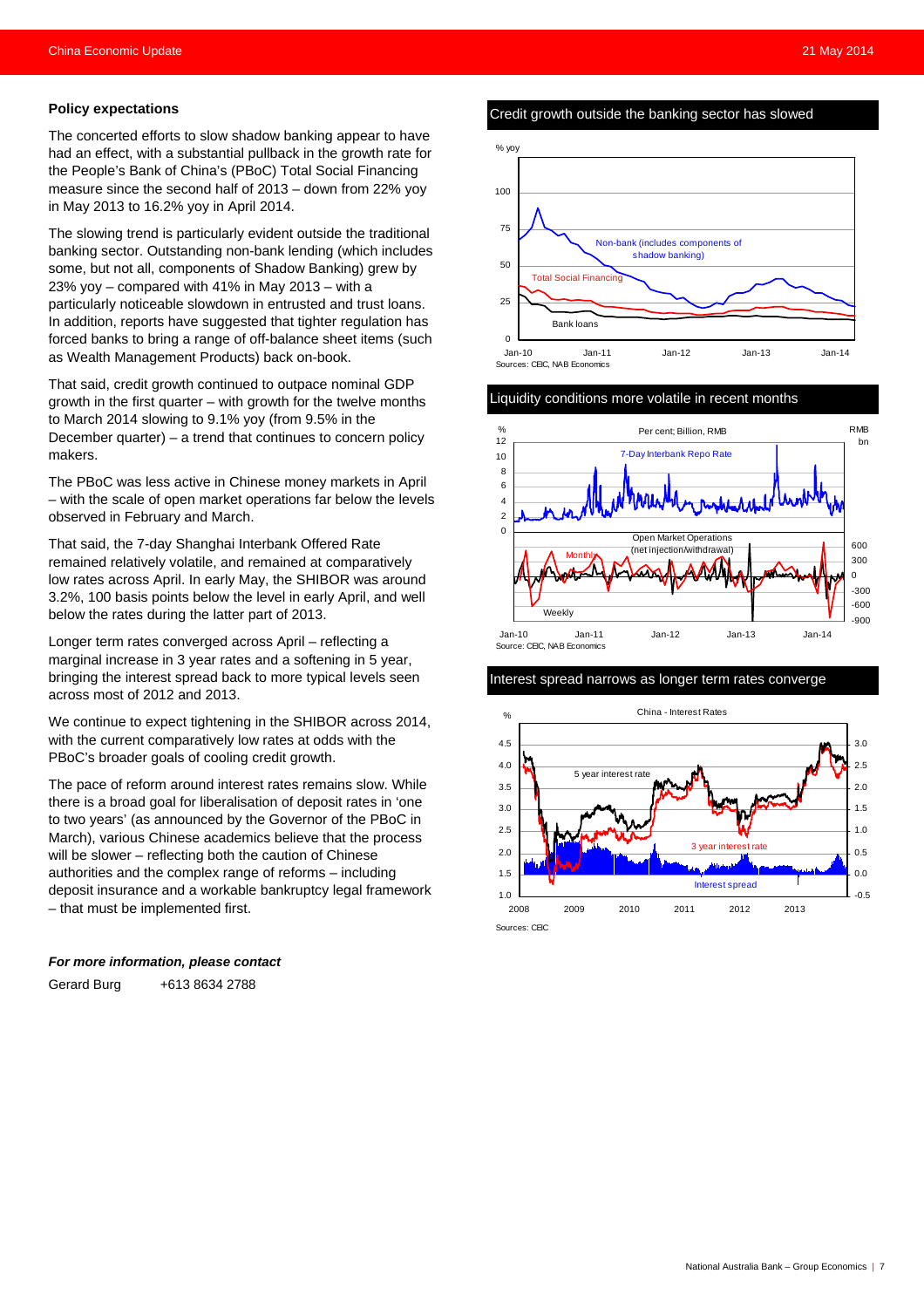## Policy expectations

The concerted efforts to slow shadow banking appear to have had an effect, with a substantial pullback in the growth rate for the People's Bank of China's (PBoC) Total Social Financing measure since the second half of 2013 – down from 22% yoy in May 2013 to 16.2% yoy in April 2014.

The slowing trend is particularly evident outside the traditional banking sector. Outstanding non-bank lending (which includes some, but not all, components of Shadow Banking) grew by 23% yoy – compared with 41% in May 2013 – with a particularly noticeable slowdown in entrusted and trust loans. In addition, reports have suggested that tighter regulation has forced banks to bring a range of off-balance sheet items (such as Wealth Management Products) back on-book.

That said, credit growth continued to outpace nominal GDP growth in the first quarter – with growth for the twelve months to March 2014 slowing to 9.1% yoy (from 9.5% in the December quarter) – a trend that continues to concern policy makers.

The PBoC was less active in Chinese money markets in April – with the scale of open market operations far below the levels observed in February and March.

That said, the 7-day Shanghai Interbank Offered Rate remained relatively volatile, and remained at comparatively low rates across April. In early May, the SHIBOR was around 3.2%, 100 basis points below the level in early April, and well below the rates during the latter part of 2013.

Longer term rates converged across April – reflecting a marginal increase in 3 year rates and a softening in 5 year, bringing the interest spread back to more typical levels seen across most of 2012 and 2013.

We continue to expect tightening in the SHIBOR across 2014, with the current comparatively low rates at odds with the PBoC's broader goals of cooling credit growth.

The pace of reform around interest rates remains slow. While there is a broad goal for liberalisation of deposit rates in 'one to two years' (as announced by the Governor of the PBoC in March), various Chinese academics believe that the process will be slower – reflecting both the caution of Chinese authorities and the complex range of reforms – including deposit insurance and a workable bankruptcy legal framework – that must be implemented first.

***For more information, please contact***

Gerard Burg +613 8634 2788

**Credit growth outside the banking sector has slowed**

Sources: CEIC, NAB Economics

**Liquidity conditions more volatile in recent months**

Source: CEIC, NAB Economics

**Interest spread narrows as longer term rates converge**

Sources: CEIC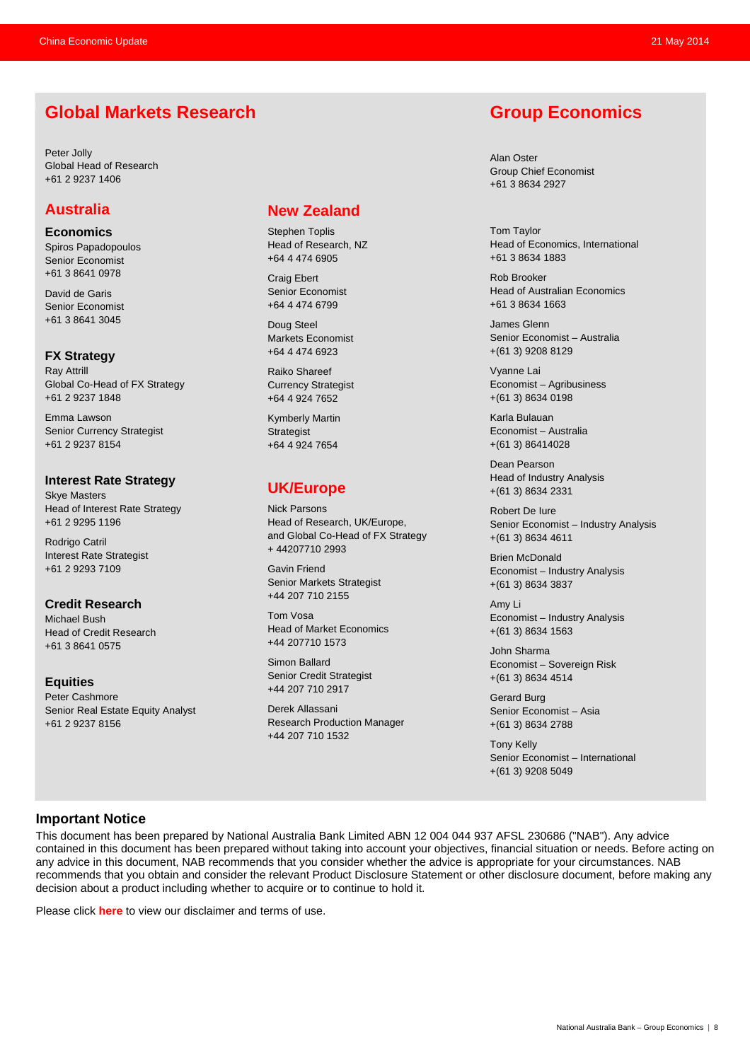## Global Markets Research

Peter Jolly
Global Head of Research
+61 2 9237 1406

### Australia

#### Economics

Spiros Papadopoulos
Senior Economist
+61 3 8641 0978

David de Garis
Senior Economist
+61 3 8641 3045

#### FX Strategy

Ray Attrill
Global Co-Head of FX Strategy
+61 2 9237 1848

Emma Lawson
Senior Currency Strategist
+61 2 9237 8154

#### Interest Rate Strategy

Skye Masters
Head of Interest Rate Strategy
+61 2 9295 1196

Rodrigo Catril
Interest Rate Strategist
+61 2 9293 7109

#### Credit Research

Michael Bush
Head of Credit Research
+61 3 8641 0575

#### Equities

Peter Cashmore
Senior Real Estate Equity Analyst
+61 2 9237 8156

### New Zealand

Stephen Toplis
Head of Research, NZ
+64 4 474 6905

Craig Ebert
Senior Economist
+64 4 474 6799

Doug Steel
Markets Economist
+64 4 474 6923

Raiko Shareef
Currency Strategist
+64 4 924 7652

Kymberly Martin
Strategist
+64 4 924 7654

### UK/Europe

Nick Parsons
Head of Research, UK/Europe,
and Global Co-Head of FX Strategy
+ 44207710 2993

Gavin Friend
Senior Markets Strategist
+44 207 710 2155

Tom Vosa
Head of Market Economics
+44 207710 1573

Simon Ballard
Senior Credit Strategist
+44 207 710 2917

Derek Allassani
Research Production Manager
+44 207 710 1532

## Group Economics

Alan Oster
Group Chief Economist
+61 3 8634 2927

Tom Taylor
Head of Economics, International
+61 3 8634 1883

Rob Brooker
Head of Australian Economics
+61 3 8634 1663

James Glenn
Senior Economist – Australia
+(61 3) 9208 8129

Vyanne Lai
Economist – Agribusiness
+(61 3) 8634 0198

Karla Bulauan
Economist – Australia
+(61 3) 86414028

Dean Pearson
Head of Industry Analysis
+(61 3) 8634 2331

Robert De Iure
Senior Economist – Industry Analysis
+(61 3) 8634 4611

Brien McDonald
Economist – Industry Analysis
+(61 3) 8634 3837

Amy Li
Economist – Industry Analysis
+(61 3) 8634 1563

John Sharma
Economist – Sovereign Risk
+(61 3) 8634 4514

Gerard Burg
Senior Economist – Asia
+(61 3) 8634 2788

Tony Kelly
Senior Economist – International
+(61 3) 9208 5049

### Important Notice

This document has been prepared by National Australia Bank Limited ABN 12 004 044 937 AFSL 230686 ("NAB"). Any advice contained in this document has been prepared without taking into account your objectives, financial situation or needs. Before acting on any advice in this document, NAB recommends that you consider whether the advice is appropriate for your circumstances. NAB recommends that you obtain and consider the relevant Product Disclosure Statement or other disclosure document, before making any decision about a product including whether to acquire or to continue to hold it.

Please click **here** to view our disclaimer and terms of use.